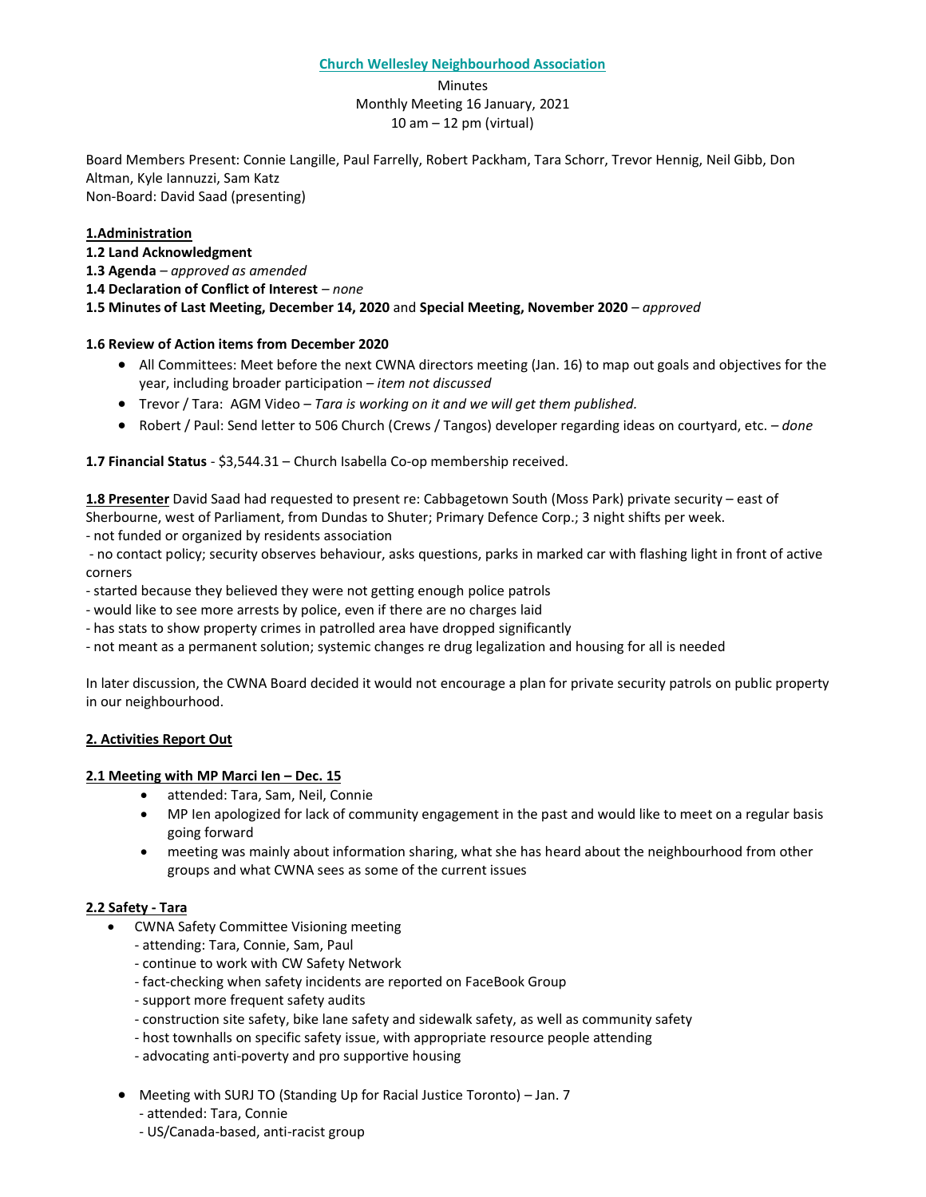**Church Wellesley Neighbourhood Association**

Minutes
Monthly Meeting 16 January, 2021
10 am – 12 pm (virtual)

Board Members Present: Connie Langille, Paul Farrelly, Robert Packham, Tara Schorr, Trevor Hennig, Neil Gibb, Don Altman, Kyle Iannuzzi, Sam Katz
Non-Board: David Saad (presenting)

**1.Administration**

**1.2 Land Acknowledgment**

**1.3 Agenda** – *approved as amended*

**1.4 Declaration of Conflict of Interest** – *none*

**1.5 Minutes of Last Meeting, December 14, 2020** and **Special Meeting, November 2020** – *approved*

**1.6 Review of Action items from December 2020**

- All Committees: Meet before the next CWNA directors meeting (Jan. 16) to map out goals and objectives for the year, including broader participation – *item not discussed*
- Trevor / Tara: AGM Video – *Tara is working on it and we will get them published.*
- Robert / Paul: Send letter to 506 Church (Crews / Tangos) developer regarding ideas on courtyard, etc. – *done*

**1.7 Financial Status** - $3,544.31 – Church Isabella Co-op membership received.

**1.8 Presenter** David Saad had requested to present re: Cabbagetown South (Moss Park) private security – east of Sherbourne, west of Parliament, from Dundas to Shuter; Primary Defence Corp.; 3 night shifts per week.
- not funded or organized by residents association
- no contact policy; security observes behaviour, asks questions, parks in marked car with flashing light in front of active corners
- started because they believed they were not getting enough police patrols
- would like to see more arrests by police, even if there are no charges laid
- has stats to show property crimes in patrolled area have dropped significantly
- not meant as a permanent solution; systemic changes re drug legalization and housing for all is needed

In later discussion, the CWNA Board decided it would not encourage a plan for private security patrols on public property in our neighbourhood.

**2. Activities Report Out**

**2.1 Meeting with MP Marci Ien – Dec. 15**

- attended: Tara, Sam, Neil, Connie
- MP Ien apologized for lack of community engagement in the past and would like to meet on a regular basis going forward
- meeting was mainly about information sharing, what she has heard about the neighbourhood from other groups and what CWNA sees as some of the current issues

**2.2 Safety - Tara**

- CWNA Safety Committee Visioning meeting
  - attending: Tara, Connie, Sam, Paul
  - continue to work with CW Safety Network
  - fact-checking when safety incidents are reported on FaceBook Group
  - support more frequent safety audits
  - construction site safety, bike lane safety and sidewalk safety, as well as community safety
  - host townhalls on specific safety issue, with appropriate resource people attending
  - advocating anti-poverty and pro supportive housing
- Meeting with SURJ TO (Standing Up for Racial Justice Toronto) – Jan. 7
  - attended: Tara, Connie
  - US/Canada-based, anti-racist group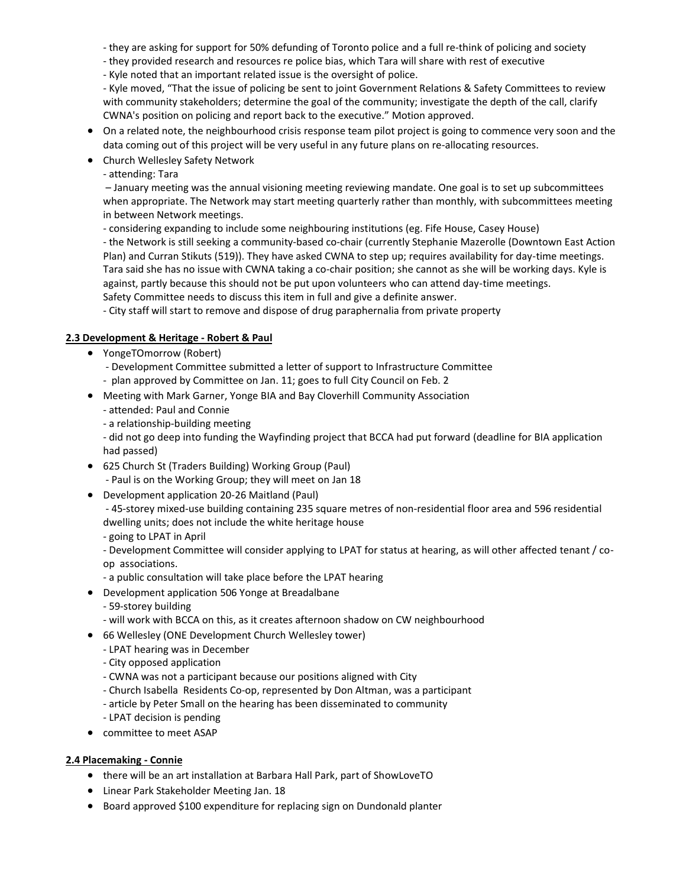- they are asking for support for 50% defunding of Toronto police and a full re-think of policing and society
- they provided research and resources re police bias, which Tara will share with rest of executive
- Kyle noted that an important related issue is the oversight of police.
- Kyle moved, "That the issue of policing be sent to joint Government Relations & Safety Committees to review with community stakeholders; determine the goal of the community; investigate the depth of the call, clarify CWNA's position on policing and report back to the executive." Motion approved.

- On a related note, the neighbourhood crisis response team pilot project is going to commence very soon and the data coming out of this project will be very useful in any future plans on re-allocating resources.
- Church Wellesley Safety Network
  - attending: Tara
  – January meeting was the annual visioning meeting reviewing mandate. One goal is to set up subcommittees when appropriate. The Network may start meeting quarterly rather than monthly, with subcommittees meeting in between Network meetings.
  - considering expanding to include some neighbouring institutions (eg. Fife House, Casey House)
  - the Network is still seeking a community-based co-chair (currently Stephanie Mazerolle (Downtown East Action Plan) and Curran Stikuts (519)). They have asked CWNA to step up; requires availability for day-time meetings. Tara said she has no issue with CWNA taking a co-chair position; she cannot as she will be working days. Kyle is against, partly because this should not be put upon volunteers who can attend day-time meetings.
  Safety Committee needs to discuss this item in full and give a definite answer.
  - City staff will start to remove and dispose of drug paraphernalia from private property

**2.3 Development & Heritage - Robert & Paul**

- YongeTOmorrow (Robert)
  - Development Committee submitted a letter of support to Infrastructure Committee
  - plan approved by Committee on Jan. 11; goes to full City Council on Feb. 2
- Meeting with Mark Garner, Yonge BIA and Bay Cloverhill Community Association
  - attended: Paul and Connie
  - a relationship-building meeting
  - did not go deep into funding the Wayfinding project that BCCA had put forward (deadline for BIA application had passed)
- 625 Church St (Traders Building) Working Group (Paul)
  - Paul is on the Working Group; they will meet on Jan 18
- Development application 20-26 Maitland (Paul)
  - 45-storey mixed-use building containing 235 square metres of non-residential floor area and 596 residential dwelling units; does not include the white heritage house
  - going to LPAT in April
  - Development Committee will consider applying to LPAT for status at hearing, as will other affected tenant / co-op associations.
  - a public consultation will take place before the LPAT hearing
- Development application 506 Yonge at Breadalbane
  - 59-storey building
  - will work with BCCA on this, as it creates afternoon shadow on CW neighbourhood
- 66 Wellesley (ONE Development Church Wellesley tower)
  - LPAT hearing was in December
  - City opposed application
  - CWNA was not a participant because our positions aligned with City
  - Church Isabella Residents Co-op, represented by Don Altman, was a participant
  - article by Peter Small on the hearing has been disseminated to community
  - LPAT decision is pending
- committee to meet ASAP

**2.4 Placemaking - Connie**

- there will be an art installation at Barbara Hall Park, part of ShowLoveTO
- Linear Park Stakeholder Meeting Jan. 18
- Board approved $100 expenditure for replacing sign on Dundonald planter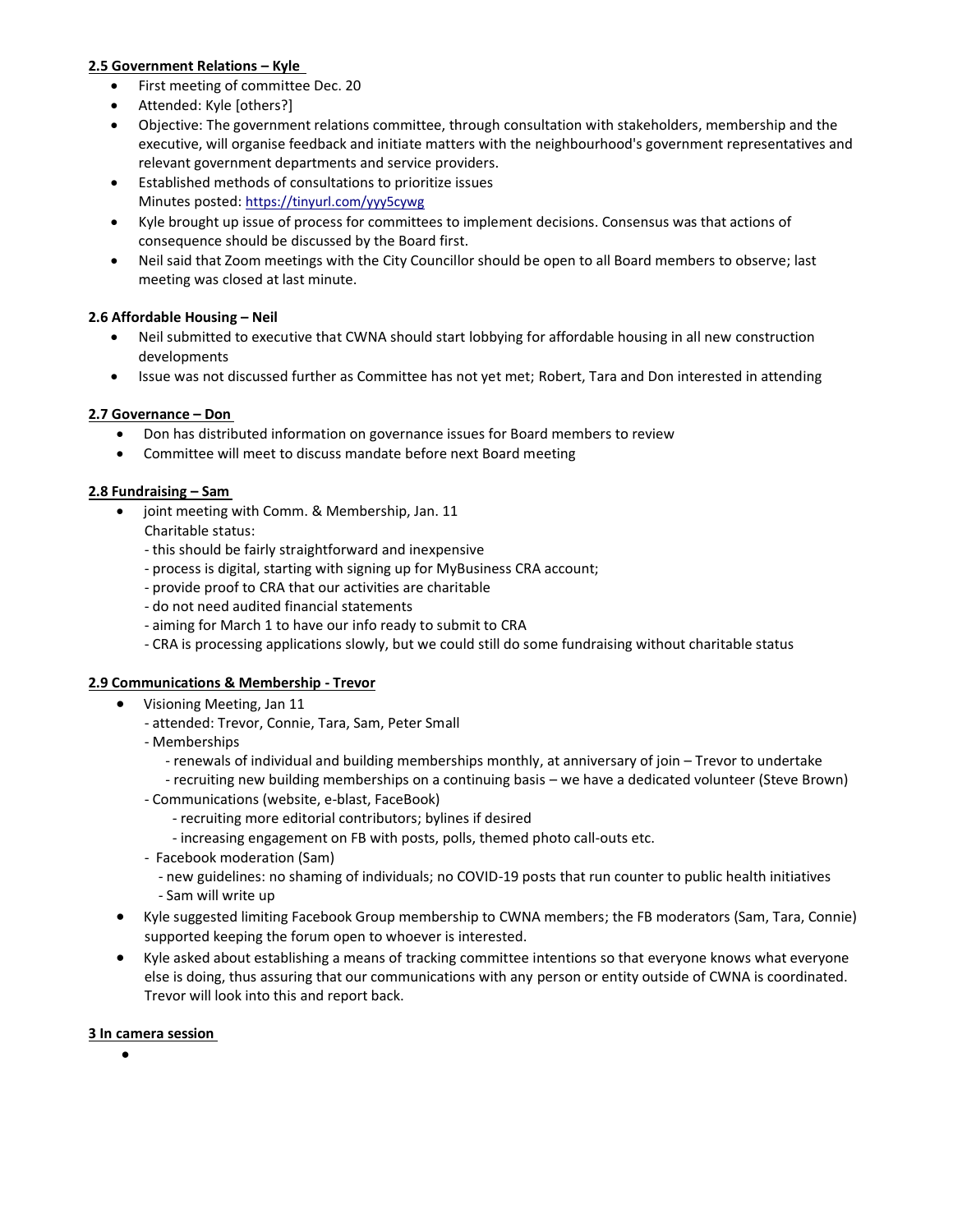**2.5 Government Relations – Kyle**

- First meeting of committee Dec. 20
- Attended: Kyle [others?]
- Objective: The government relations committee, through consultation with stakeholders, membership and the executive, will organise feedback and initiate matters with the neighbourhood's government representatives and relevant government departments and service providers.
- Established methods of consultations to prioritize issues
  Minutes posted: https://tinyurl.com/yyy5cywg
- Kyle brought up issue of process for committees to implement decisions. Consensus was that actions of consequence should be discussed by the Board first.
- Neil said that Zoom meetings with the City Councillor should be open to all Board members to observe; last meeting was closed at last minute.

**2.6 Affordable Housing – Neil**

- Neil submitted to executive that CWNA should start lobbying for affordable housing in all new construction developments
- Issue was not discussed further as Committee has not yet met; Robert, Tara and Don interested in attending

**2.7 Governance – Don**

- Don has distributed information on governance issues for Board members to review
- Committee will meet to discuss mandate before next Board meeting

**2.8 Fundraising – Sam**

- joint meeting with Comm. & Membership, Jan. 11
  Charitable status:
  - this should be fairly straightforward and inexpensive
  - process is digital, starting with signing up for MyBusiness CRA account;
  - provide proof to CRA that our activities are charitable
  - do not need audited financial statements
  - aiming for March 1 to have our info ready to submit to CRA
  - CRA is processing applications slowly, but we could still do some fundraising without charitable status

**2.9 Communications & Membership - Trevor**

- Visioning Meeting, Jan 11
  - attended: Trevor, Connie, Tara, Sam, Peter Small
  - Memberships
    - renewals of individual and building memberships monthly, at anniversary of join – Trevor to undertake
    - recruiting new building memberships on a continuing basis – we have a dedicated volunteer (Steve Brown)
  - Communications (website, e-blast, FaceBook)
    - recruiting more editorial contributors; bylines if desired
    - increasing engagement on FB with posts, polls, themed photo call-outs etc.
  - Facebook moderation (Sam)
    - new guidelines: no shaming of individuals; no COVID-19 posts that run counter to public health initiatives
    - Sam will write up
- Kyle suggested limiting Facebook Group membership to CWNA members; the FB moderators (Sam, Tara, Connie) supported keeping the forum open to whoever is interested.
- Kyle asked about establishing a means of tracking committee intentions so that everyone knows what everyone else is doing, thus assuring that our communications with any person or entity outside of CWNA is coordinated. Trevor will look into this and report back.

**3 In camera session**

-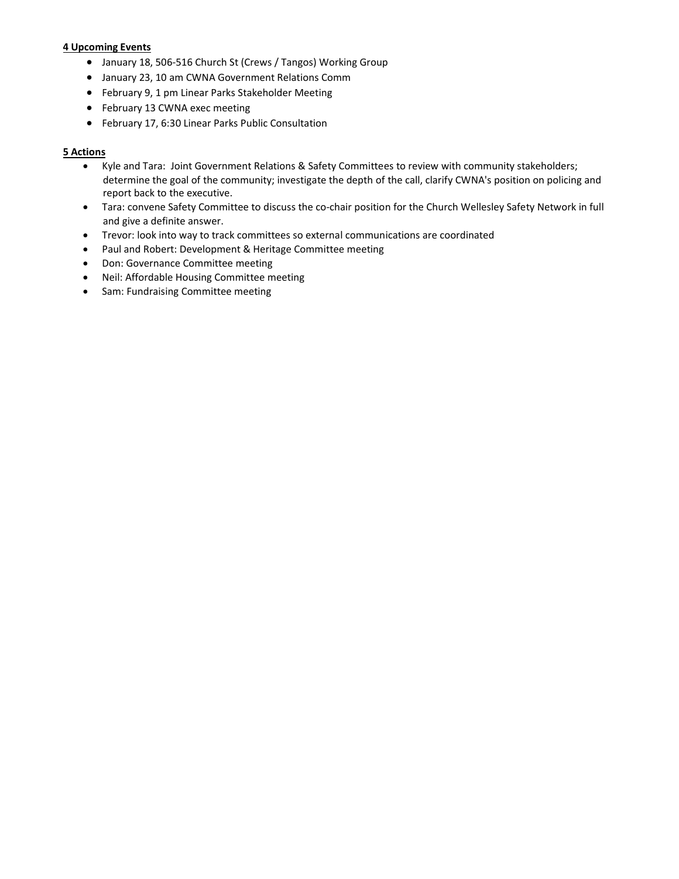**4 Upcoming Events**

- January 18, 506-516 Church St (Crews / Tangos) Working Group
- January 23, 10 am CWNA Government Relations Comm
- February 9, 1 pm Linear Parks Stakeholder Meeting
- February 13 CWNA exec meeting
- February 17, 6:30 Linear Parks Public Consultation

**5 Actions**

- Kyle and Tara: Joint Government Relations & Safety Committees to review with community stakeholders; determine the goal of the community; investigate the depth of the call, clarify CWNA's position on policing and report back to the executive.
- Tara: convene Safety Committee to discuss the co-chair position for the Church Wellesley Safety Network in full and give a definite answer.
- Trevor: look into way to track committees so external communications are coordinated
- Paul and Robert: Development & Heritage Committee meeting
- Don: Governance Committee meeting
- Neil: Affordable Housing Committee meeting
- Sam: Fundraising Committee meeting